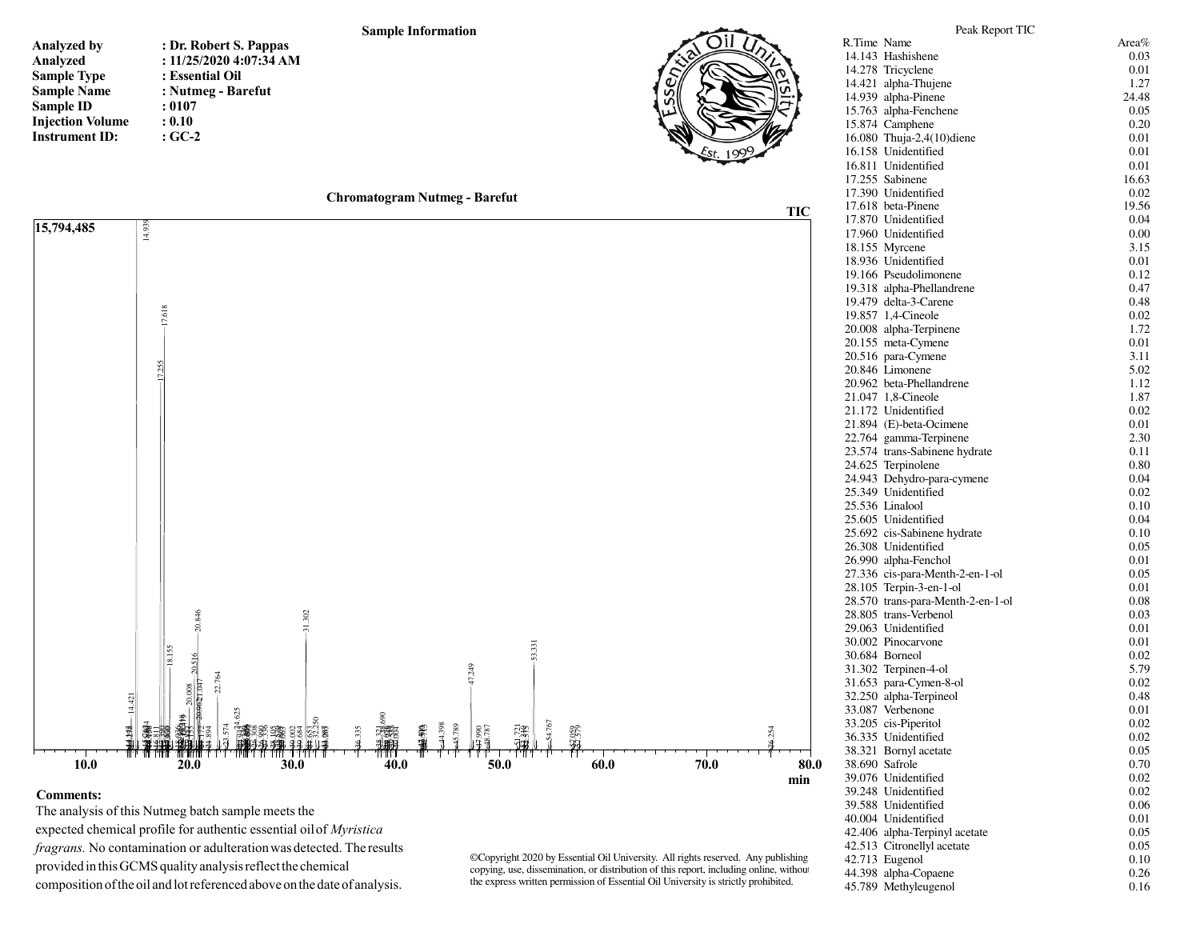## Sample Information

**Analyzed by** : Dr. Robert S. Pappas
**Analyzed** : 11/25/2020 4:07:34 AM
**Sample Type** : Essential Oil
**Sample Name** : Nutmeg - Barefut
**Sample ID** : 0107
**Injection Volume** : 0.10
**Instrument ID:** : GC-2

### Chromatogram Nutmeg - Barefut

**Comments:**
The analysis of this Nutmeg batch sample meets the expected chemical profile for authentic essential oil of *Myristica fragrans.* No contamination or adulteration was detected. The results provided in this GCMS quality analysis reflect the chemical composition of the oil and lot referenced above on the date of analysis.

©Copyright 2020 by Essential Oil University. All rights reserved. Any publishing copying, use, dissemination, or distribution of this report, including online, without the express written permission of Essential Oil University is strictly prohibited.

### Peak Report TIC

| R.Time | Name | Area% |
|---|---|---|
| 14.143 | Hashishene | 0.03 |
| 14.278 | Tricyclene | 0.01 |
| 14.421 | alpha-Thujene | 1.27 |
| 14.939 | alpha-Pinene | 24.48 |
| 15.763 | alpha-Fenchene | 0.05 |
| 15.874 | Camphene | 0.20 |
| 16.080 | Thuja-2,4(10)diene | 0.01 |
| 16.158 | Unidentified | 0.01 |
| 16.811 | Unidentified | 0.01 |
| 17.255 | Sabinene | 16.63 |
| 17.390 | Unidentified | 0.02 |
| 17.618 | beta-Pinene | 19.56 |
| 17.870 | Unidentified | 0.04 |
| 17.960 | Unidentified | 0.00 |
| 18.155 | Myrcene | 3.15 |
| 18.936 | Unidentified | 0.01 |
| 19.166 | Pseudolimonene | 0.12 |
| 19.318 | alpha-Phellandrene | 0.47 |
| 19.479 | delta-3-Carene | 0.48 |
| 19.857 | 1,4-Cineole | 0.02 |
| 20.008 | alpha-Terpinene | 1.72 |
| 20.155 | meta-Cymene | 0.01 |
| 20.516 | para-Cymene | 3.11 |
| 20.846 | Limonene | 5.02 |
| 20.962 | beta-Phellandrene | 1.12 |
| 21.047 | 1,8-Cineole | 1.87 |
| 21.172 | Unidentified | 0.02 |
| 21.894 | (E)-beta-Ocimene | 0.01 |
| 22.764 | gamma-Terpinene | 2.30 |
| 23.574 | trans-Sabinene hydrate | 0.11 |
| 24.625 | Terpinolene | 0.80 |
| 24.943 | Dehydro-para-cymene | 0.04 |
| 25.349 | Unidentified | 0.02 |
| 25.536 | Linalool | 0.10 |
| 25.605 | Unidentified | 0.04 |
| 25.692 | cis-Sabinene hydrate | 0.10 |
| 26.308 | Unidentified | 0.05 |
| 26.990 | alpha-Fenchol | 0.01 |
| 27.336 | cis-para-Menth-2-en-1-ol | 0.05 |
| 28.105 | Terpin-3-en-1-ol | 0.01 |
| 28.570 | trans-para-Menth-2-en-1-ol | 0.08 |
| 28.805 | trans-Verbenol | 0.03 |
| 29.063 | Unidentified | 0.01 |
| 30.002 | Pinocarvone | 0.01 |
| 30.684 | Borneol | 0.02 |
| 31.302 | Terpinen-4-ol | 5.79 |
| 31.653 | para-Cymen-8-ol | 0.02 |
| 32.250 | alpha-Terpineol | 0.48 |
| 33.087 | Verbenone | 0.01 |
| 33.205 | cis-Piperitol | 0.02 |
| 36.335 | Unidentified | 0.02 |
| 38.321 | Bornyl acetate | 0.05 |
| 38.690 | Safrole | 0.70 |
| 39.076 | Unidentified | 0.02 |
| 39.248 | Unidentified | 0.02 |
| 39.588 | Unidentified | 0.06 |
| 40.004 | Unidentified | 0.01 |
| 42.406 | alpha-Terpinyl acetate | 0.05 |
| 42.513 | Citronellyl acetate | 0.05 |
| 42.713 | Eugenol | 0.10 |
| 44.398 | alpha-Copaene | 0.26 |
| 45.789 | Methyleugenol | 0.16 |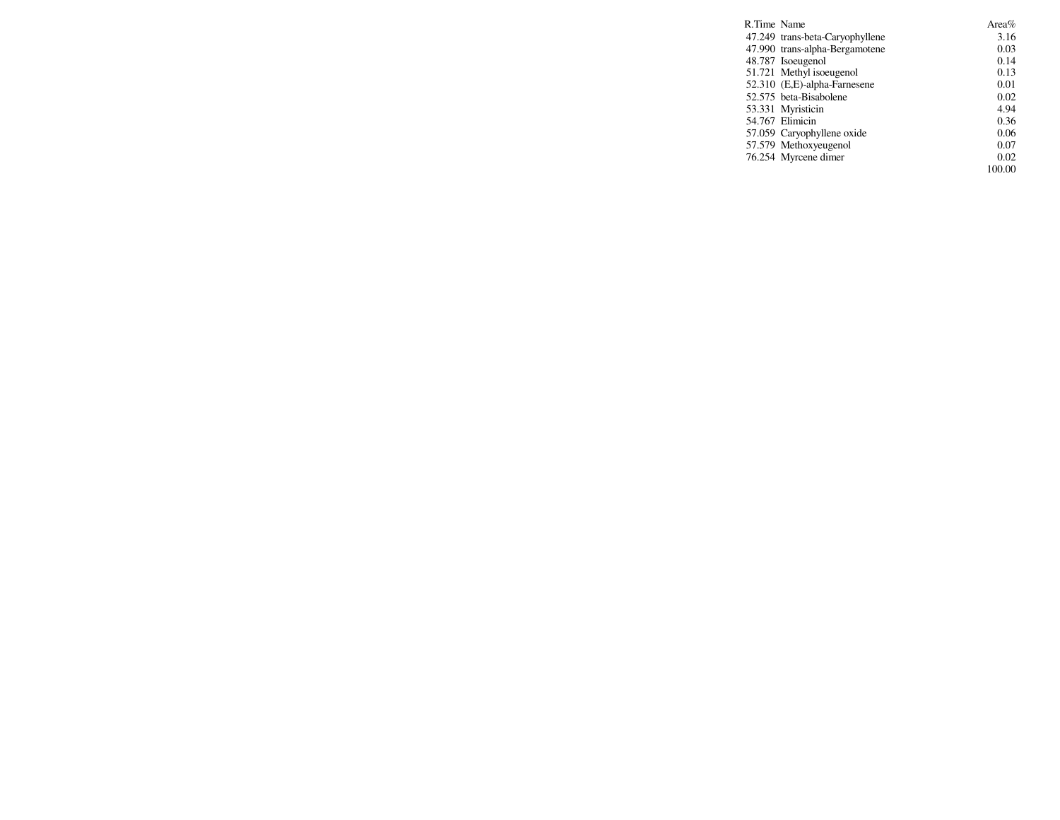| R.Time | Name | Area% |
|---|---|---|
| 47.249 | trans-beta-Caryophyllene | 3.16 |
| 47.990 | trans-alpha-Bergamotene | 0.03 |
| 48.787 | Isoeugenol | 0.14 |
| 51.721 | Methyl isoeugenol | 0.13 |
| 52.310 | (E,E)-alpha-Farnesene | 0.01 |
| 52.575 | beta-Bisabolene | 0.02 |
| 53.331 | Myristicin | 4.94 |
| 54.767 | Elimicin | 0.36 |
| 57.059 | Caryophyllene oxide | 0.06 |
| 57.579 | Methoxyeugenol | 0.07 |
| 76.254 | Myrcene dimer | 0.02 |
| | | 100.00 |